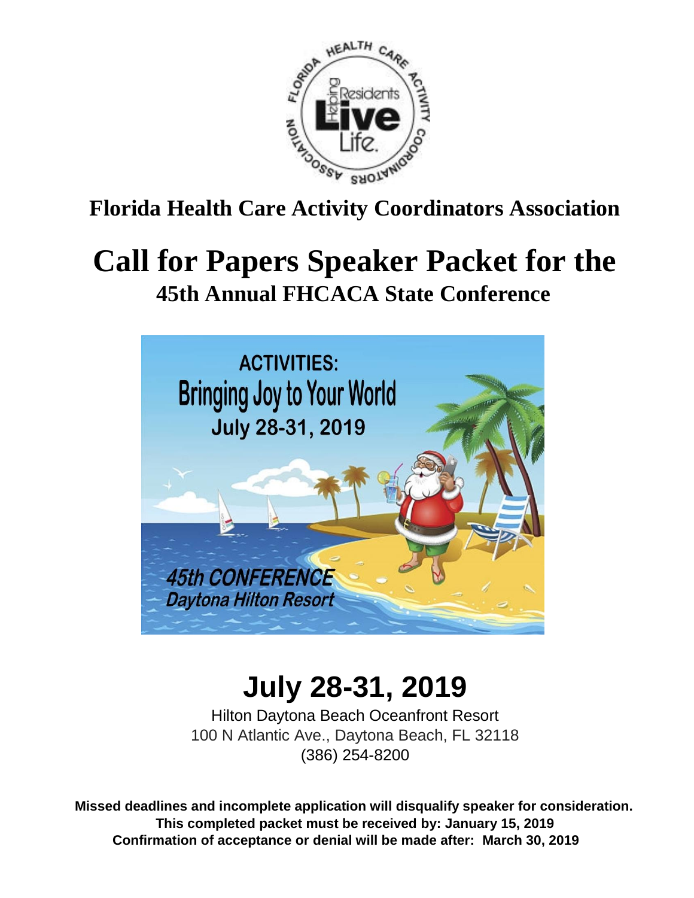# Florida Health Care Activity Coordinators Association

# Call for Papers Speaker Packet for the

## 45th Annual FHCACA State Conference

ACTIVITIES:
Bringing Joy to Your World
July 28-31, 2019

*45th CONFERENCE*
*Daytona Hilton Resort*

# July 28-31, 2019

Hilton Daytona Beach Oceanfront Resort
100 N Atlantic Ave., Daytona Beach, FL 32118
(386) 254-8200

**Missed deadlines and incomplete application will disqualify speaker for consideration.**
**This completed packet must be received by: January 15, 2019**
**Confirmation of acceptance or denial will be made after: March 30, 2019**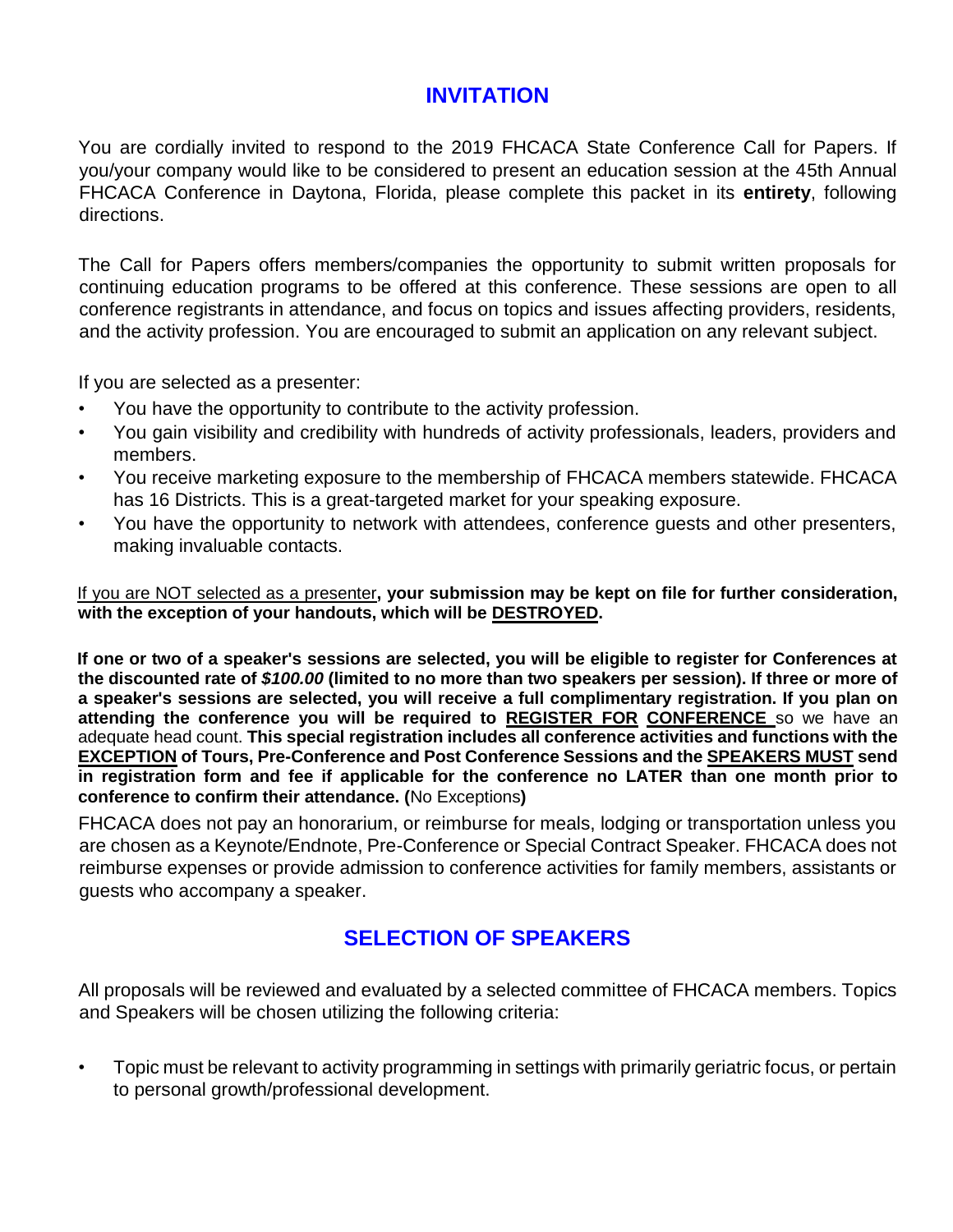## INVITATION

You are cordially invited to respond to the 2019 FHCACA State Conference Call for Papers. If you/your company would like to be considered to present an education session at the 45th Annual FHCACA Conference in Daytona, Florida, please complete this packet in its **entirety**, following directions.

The Call for Papers offers members/companies the opportunity to submit written proposals for continuing education programs to be offered at this conference. These sessions are open to all conference registrants in attendance, and focus on topics and issues affecting providers, residents, and the activity profession. You are encouraged to submit an application on any relevant subject.

If you are selected as a presenter:

- You have the opportunity to contribute to the activity profession.
- You gain visibility and credibility with hundreds of activity professionals, leaders, providers and members.
- You receive marketing exposure to the membership of FHCACA members statewide. FHCACA has 16 Districts. This is a great-targeted market for your speaking exposure.
- You have the opportunity to network with attendees, conference guests and other presenters, making invaluable contacts.

<u>If you are NOT selected as a presenter</u>**, your submission may be kept on file for further consideration, with the exception of your handouts, which will be <u>DESTROYED</u>.**

**If one or two of a speaker's sessions are selected, you will be eligible to register for Conferences at the discounted rate of *$100.00* (limited to no more than two speakers per session). If three or more of a speaker's sessions are selected, you will receive a full complimentary registration. If you plan on attending the conference you will be required to <u>REGISTER FOR CONFERENCE</u>** so we have an adequate head count. **This special registration includes all conference activities and functions with the <u>EXCEPTION</u> of Tours, Pre-Conference and Post Conference Sessions and the <u>SPEAKERS MUST</u> send in registration form and fee if applicable for the conference no LATER than one month prior to conference to confirm their attendance. (**No Exceptions**)**

FHCACA does not pay an honorarium, or reimburse for meals, lodging or transportation unless you are chosen as a Keynote/Endnote, Pre-Conference or Special Contract Speaker. FHCACA does not reimburse expenses or provide admission to conference activities for family members, assistants or guests who accompany a speaker.

## SELECTION OF SPEAKERS

All proposals will be reviewed and evaluated by a selected committee of FHCACA members. Topics and Speakers will be chosen utilizing the following criteria:

- Topic must be relevant to activity programming in settings with primarily geriatric focus, or pertain to personal growth/professional development.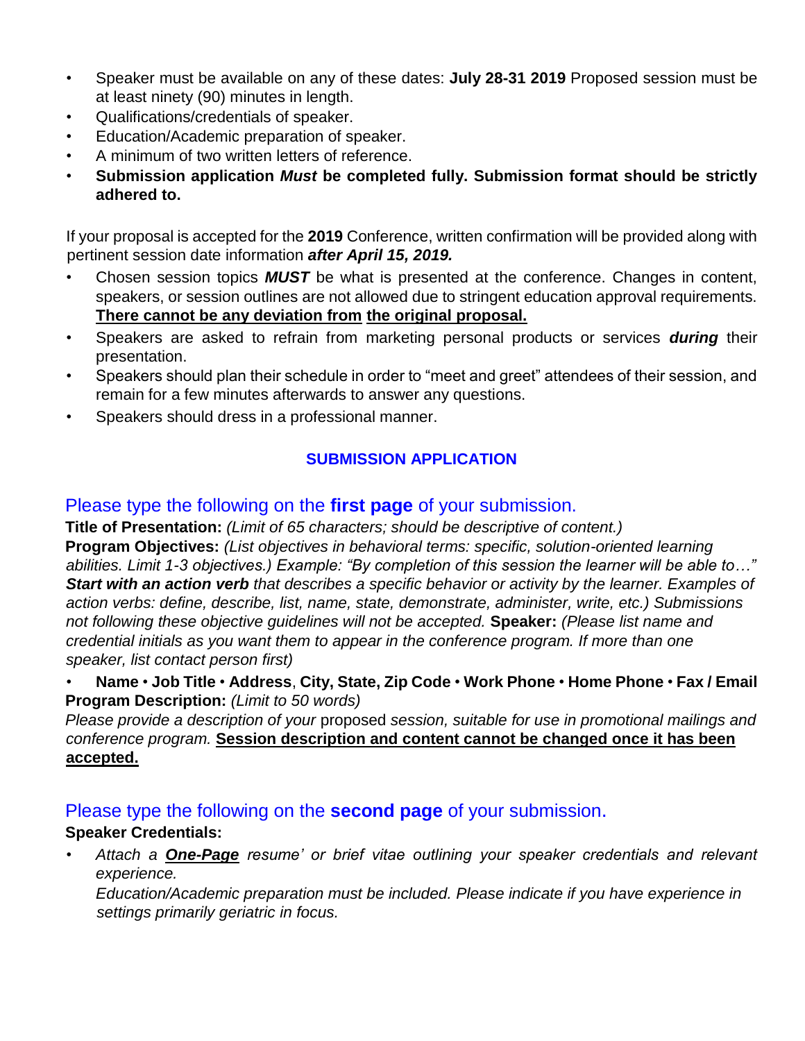- Speaker must be available on any of these dates: **July 28-31 2019** Proposed session must be at least ninety (90) minutes in length.
- Qualifications/credentials of speaker.
- Education/Academic preparation of speaker.
- A minimum of two written letters of reference.
- **Submission application *Must* be completed fully. Submission format should be strictly adhered to.**

If your proposal is accepted for the **2019** Conference, written confirmation will be provided along with pertinent session date information ***after April 15, 2019.***

- Chosen session topics ***MUST*** be what is presented at the conference. Changes in content, speakers, or session outlines are not allowed due to stringent education approval requirements. **<u>There cannot be any deviation from the original proposal.</u>**
- Speakers are asked to refrain from marketing personal products or services ***during*** their presentation.
- Speakers should plan their schedule in order to "meet and greet" attendees of their session, and remain for a few minutes afterwards to answer any questions.
- Speakers should dress in a professional manner.

## SUBMISSION APPLICATION

### Please type the following on the **first page** of your submission.

**Title of Presentation:** *(Limit of 65 characters; should be descriptive of content.)*
**Program Objectives:** *(List objectives in behavioral terms: specific, solution-oriented learning abilities. Limit 1-3 objectives.) Example: "By completion of this session the learner will be able to…"* ***Start with an action verb*** *that describes a specific behavior or activity by the learner. Examples of action verbs: define, describe, list, name, state, demonstrate, administer, write, etc.) Submissions not following these objective guidelines will not be accepted.* **Speaker:** *(Please list name and credential initials as you want them to appear in the conference program. If more than one speaker, list contact person first)*

- **Name** • **Job Title** • **Address**, **City, State, Zip Code** • **Work Phone** • **Home Phone** • **Fax / Email**

**Program Description:** *(Limit to 50 words)*
*Please provide a description of your* proposed *session, suitable for use in promotional mailings and conference program.* **<u>Session description and content cannot be changed once it has been accepted.</u>**

### Please type the following on the **second page** of your submission.

**Speaker Credentials:**

- *Attach a **<u>One-Page</u>** resume' or brief vitae outlining your speaker credentials and relevant experience.*
  *Education/Academic preparation must be included. Please indicate if you have experience in settings primarily geriatric in focus.*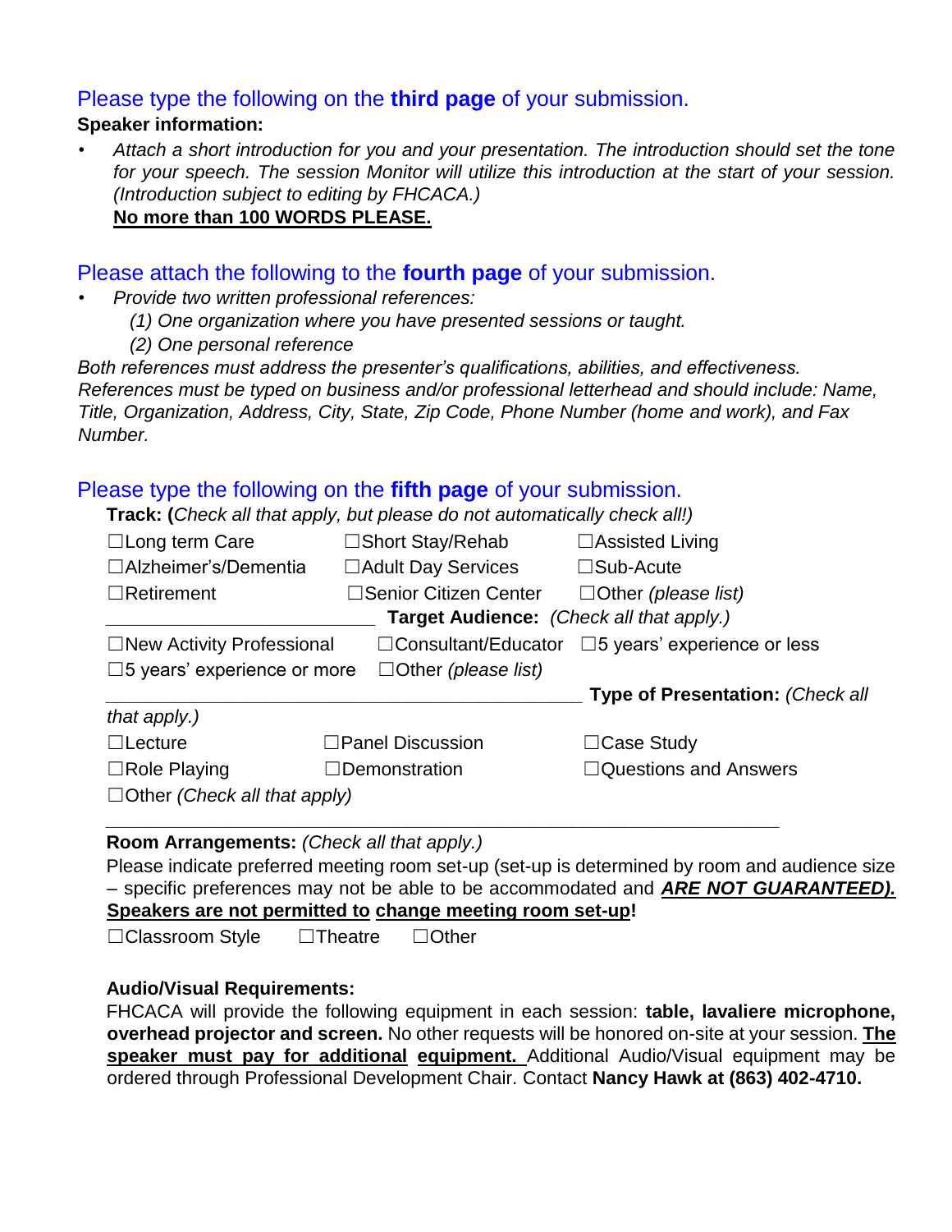## Please type the following on the **third page** of your submission.

**Speaker information:**

- *Attach a short introduction for you and your presentation. The introduction should set the tone for your speech. The session Monitor will utilize this introduction at the start of your session. (Introduction subject to editing by FHCACA.)*
  **No more than 100 WORDS PLEASE.**

## Please attach the following to the **fourth page** of your submission.

- *Provide two written professional references:*
  - *(1) One organization where you have presented sessions or taught.*
  - *(2) One personal reference*

*Both references must address the presenter's qualifications, abilities, and effectiveness. References must be typed on business and/or professional letterhead and should include: Name, Title, Organization, Address, City, State, Zip Code, Phone Number (home and work), and Fax Number.*

## Please type the following on the **fifth page** of your submission.

**Track: (***Check all that apply, but please do not automatically check all!)*

☐Long term Care ☐Short Stay/Rehab ☐Assisted Living
☐Alzheimer's/Dementia ☐Adult Day Services ☐Sub-Acute
☐Retirement ☐Senior Citizen Center ☐Other *(please list)*
\_\_\_\_\_\_\_\_\_\_\_\_\_\_\_\_\_\_\_\_\_\_\_\_\_\_\_\_\_\_

**Target Audience:** *(Check all that apply.)*

☐New Activity Professional ☐Consultant/Educator ☐5 years' experience or less
☐5 years' experience or more ☐Other *(please list)*
\_\_\_\_\_\_\_\_\_\_\_\_\_\_\_\_\_\_\_\_\_\_\_\_\_\_\_\_\_\_\_\_\_\_\_\_\_\_\_\_\_\_\_\_\_\_\_\_

**Type of Presentation:** *(Check all that apply.)*

☐Lecture ☐Panel Discussion ☐Case Study
☐Role Playing ☐Demonstration ☐Questions and Answers
☐Other *(Check all that apply)*
\_\_\_\_\_\_\_\_\_\_\_\_\_\_\_\_\_\_\_\_\_\_\_\_\_\_\_\_\_\_\_\_\_\_\_\_\_\_\_\_\_\_\_\_\_\_\_\_\_\_\_\_\_\_\_\_\_\_\_\_\_\_\_\_\_\_\_\_\_\_\_\_

**Room Arrangements:** *(Check all that apply.)*

Please indicate preferred meeting room set-up (set-up is determined by room and audience size – specific preferences may not be able to be accommodated and ***ARE NOT GUARANTEED).*** **Speakers are not permitted to change meeting room set-up!**

☐Classroom Style ☐Theatre ☐Other

**Audio/Visual Requirements:**

FHCACA will provide the following equipment in each session: **table, lavaliere microphone, overhead projector and screen.** No other requests will be honored on-site at your session. **The speaker must pay for additional equipment.** Additional Audio/Visual equipment may be ordered through Professional Development Chair. Contact **Nancy Hawk at (863) 402-4710.**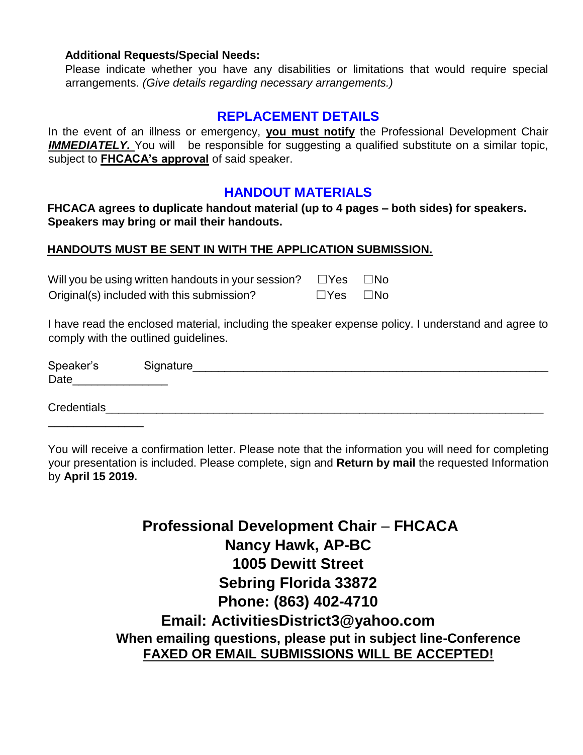**Additional Requests/Special Needs:**

Please indicate whether you have any disabilities or limitations that would require special arrangements. *(Give details regarding necessary arrangements.)*

## REPLACEMENT DETAILS

In the event of an illness or emergency, **you must notify** the Professional Development Chair ***IMMEDIATELY.*** You will be responsible for suggesting a qualified substitute on a similar topic, subject to **FHCACA's approval** of said speaker.

## HANDOUT MATERIALS

**FHCACA agrees to duplicate handout material (up to 4 pages – both sides) for speakers. Speakers may bring or mail their handouts.**

**HANDOUTS MUST BE SENT IN WITH THE APPLICATION SUBMISSION.**

Will you be using written handouts in your session? ☐Yes ☐No

Original(s) included with this submission? ☐Yes ☐No

I have read the enclosed material, including the speaker expense policy. I understand and agree to comply with the outlined guidelines.

Speaker's Signature_______________________________________________________ Date_______________

Credentials_______________________________________________________________ _______________

You will receive a confirmation letter. Please note that the information you will need for completing your presentation is included. Please complete, sign and **Return by mail** the requested Information by **April 15 2019.**

**Professional Development Chair – FHCACA**
**Nancy Hawk, AP-BC**
**1005 Dewitt Street**
**Sebring Florida 33872**
**Phone: (863) 402-4710**
**Email: ActivitiesDistrict3@yahoo.com**
**When emailing questions, please put in subject line-Conference**
**FAXED OR EMAIL SUBMISSIONS WILL BE ACCEPTED!**